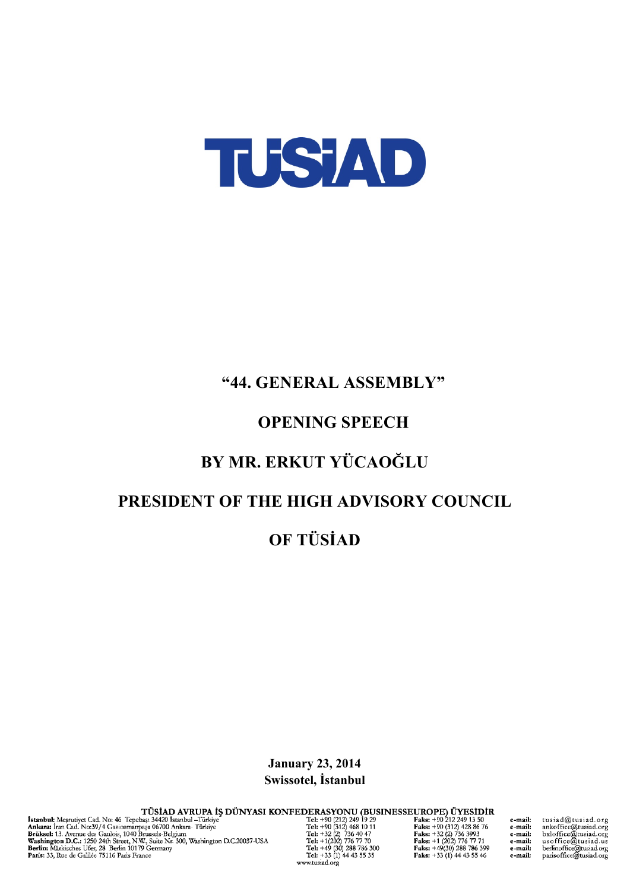TÜSİAD

# "44. GENERAL ASSEMBLY"

# OPENING SPEECH

# BY MR. ERKUT YÜCAOĞLU

# PRESIDENT OF THE HIGH ADVISORY COUNCIL

# OF TÜSİAD

**January 23, 2014**
**Swissotel, İstanbul**

TÜSİAD AVRUPA İŞ DÜNYASI KONFEDERASYONU (BUSINESSEUROPE) ÜYESİDİR

| | | | |
|---|---|---|---|
| **İstanbul:** Meşrutiyet Cad. No: 46 Tepebaşı 34420 İstanbul –Türkiye | **Tel:** +90 (212) 249 19 29 | **Faks:** +90 212 249 13 50 | **e-mail:** tusiad@tusiad.org |
| **Ankara:** İran Cad. No:39/4 Gaziosmanpaşa 06700 Ankara- Türkiye | **Tel:** +90 (312) 468 10 11 | **Faks:** +90 (312) 428 86 76 | **e-mail:** ankoffice@tusiad.org |
| **Brüksel:** 13. Avenue des Gaulois, 1040 Brussels-Belgium | **Tel:** +32 (2) 736 40 47 | **Faks:** +32 (2) 736 3993 | **e-mail:** bxloffice@tusiad.org |
| **Washington D.C.:** 1250 24th Street, N.W., Suite Nr. 300, Washington D.C.20037-USA | **Tel:** +1(202) 776 77 70 | **Faks:** +1 (202) 776 77 71 | **e-mail:** usoffice@tusiad.us |
| **Berlin:** Märkisches Ufer, 28 Berlin 10179 Germany | **Tel:** +49 (30) 288 786 300 | **Faks:** +49(30) 288 786 399 | **e-mail:** berlinoffice@tusiad.org |
| **Paris:** 33, Rue de Galilée 75116 Paris France | **Tel:** +33 (1) 44 43 55 35 | **Faks:** +33 (1) 44 43 55 46 | **e-mail:** parisoffice@tusiad.org |

www.tusiad.org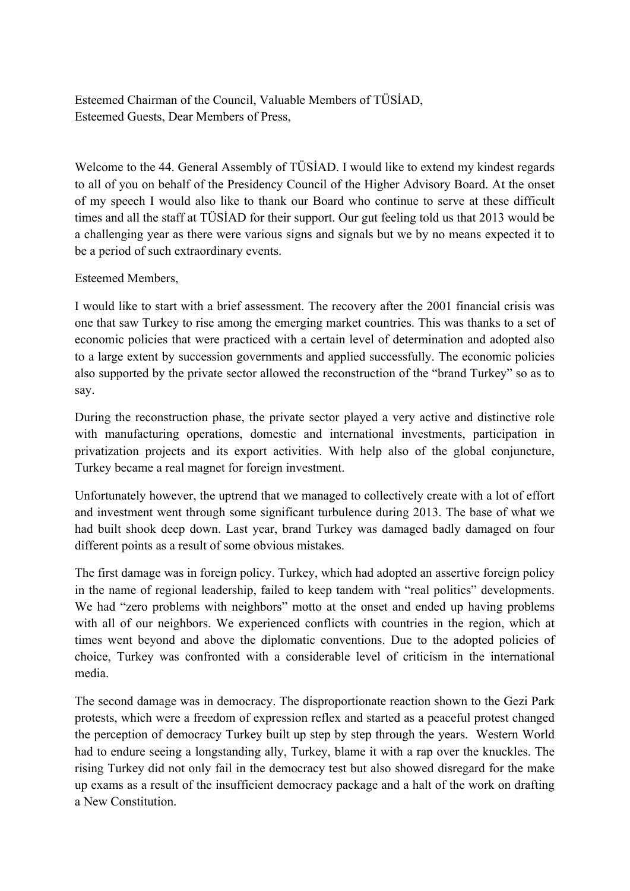Esteemed Chairman of the Council, Valuable Members of TÜSİAD,
Esteemed Guests, Dear Members of Press,

Welcome to the 44. General Assembly of TÜSİAD. I would like to extend my kindest regards to all of you on behalf of the Presidency Council of the Higher Advisory Board. At the onset of my speech I would also like to thank our Board who continue to serve at these difficult times and all the staff at TÜSİAD for their support. Our gut feeling told us that 2013 would be a challenging year as there were various signs and signals but we by no means expected it to be a period of such extraordinary events.

Esteemed Members,

I would like to start with a brief assessment. The recovery after the 2001 financial crisis was one that saw Turkey to rise among the emerging market countries. This was thanks to a set of economic policies that were practiced with a certain level of determination and adopted also to a large extent by succession governments and applied successfully. The economic policies also supported by the private sector allowed the reconstruction of the "brand Turkey" so as to say.

During the reconstruction phase, the private sector played a very active and distinctive role with manufacturing operations, domestic and international investments, participation in privatization projects and its export activities. With help also of the global conjuncture, Turkey became a real magnet for foreign investment.

Unfortunately however, the uptrend that we managed to collectively create with a lot of effort and investment went through some significant turbulence during 2013. The base of what we had built shook deep down. Last year, brand Turkey was damaged badly damaged on four different points as a result of some obvious mistakes.

The first damage was in foreign policy. Turkey, which had adopted an assertive foreign policy in the name of regional leadership, failed to keep tandem with "real politics" developments. We had "zero problems with neighbors" motto at the onset and ended up having problems with all of our neighbors. We experienced conflicts with countries in the region, which at times went beyond and above the diplomatic conventions. Due to the adopted policies of choice, Turkey was confronted with a considerable level of criticism in the international media.

The second damage was in democracy. The disproportionate reaction shown to the Gezi Park protests, which were a freedom of expression reflex and started as a peaceful protest changed the perception of democracy Turkey built up step by step through the years. Western World had to endure seeing a longstanding ally, Turkey, blame it with a rap over the knuckles. The rising Turkey did not only fail in the democracy test but also showed disregard for the make up exams as a result of the insufficient democracy package and a halt of the work on drafting a New Constitution.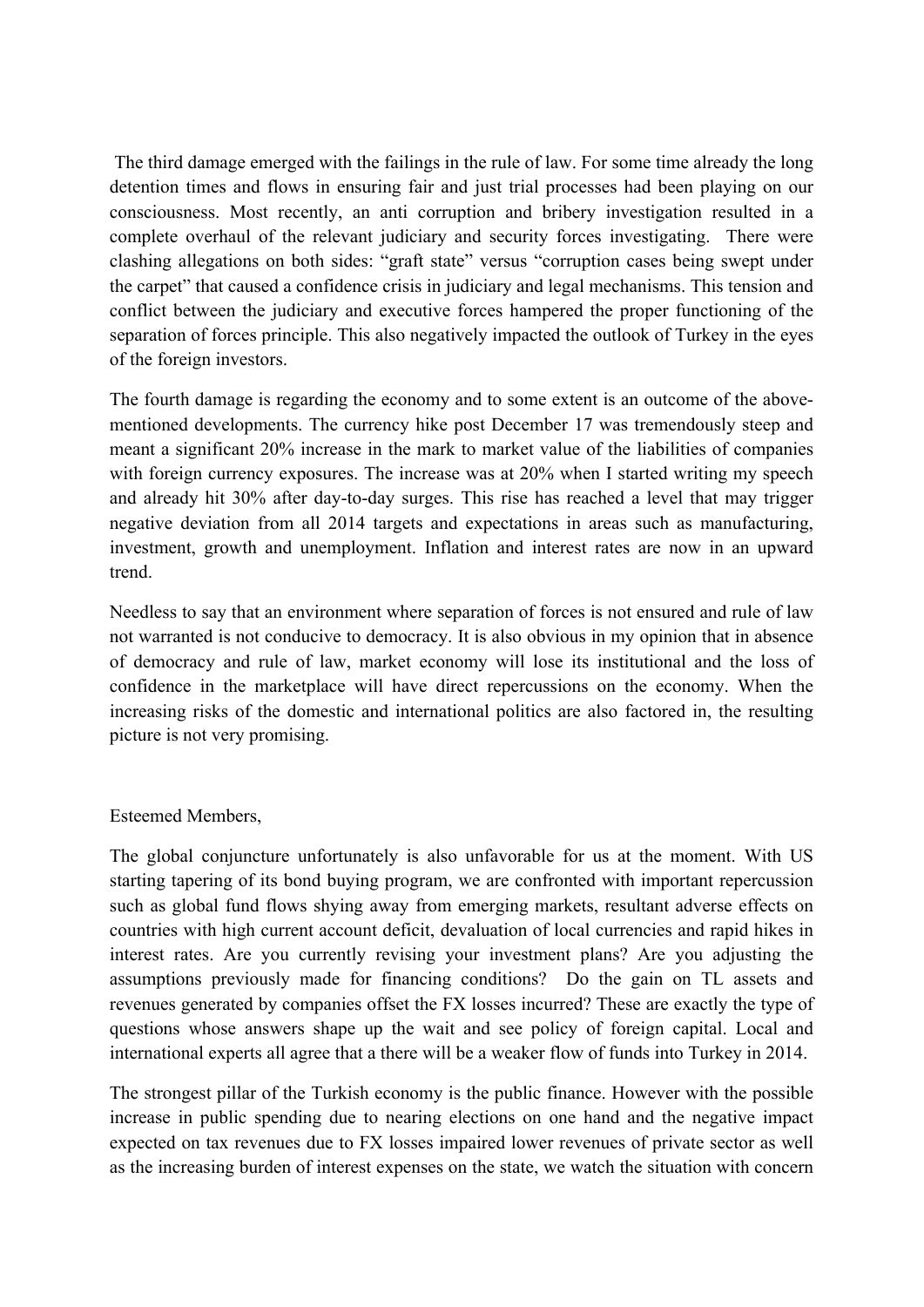The third damage emerged with the failings in the rule of law. For some time already the long detention times and flows in ensuring fair and just trial processes had been playing on our consciousness. Most recently, an anti corruption and bribery investigation resulted in a complete overhaul of the relevant judiciary and security forces investigating. There were clashing allegations on both sides: "graft state" versus "corruption cases being swept under the carpet" that caused a confidence crisis in judiciary and legal mechanisms. This tension and conflict between the judiciary and executive forces hampered the proper functioning of the separation of forces principle. This also negatively impacted the outlook of Turkey in the eyes of the foreign investors.

The fourth damage is regarding the economy and to some extent is an outcome of the above-mentioned developments. The currency hike post December 17 was tremendously steep and meant a significant 20% increase in the mark to market value of the liabilities of companies with foreign currency exposures. The increase was at 20% when I started writing my speech and already hit 30% after day-to-day surges. This rise has reached a level that may trigger negative deviation from all 2014 targets and expectations in areas such as manufacturing, investment, growth and unemployment. Inflation and interest rates are now in an upward trend.

Needless to say that an environment where separation of forces is not ensured and rule of law not warranted is not conducive to democracy. It is also obvious in my opinion that in absence of democracy and rule of law, market economy will lose its institutional and the loss of confidence in the marketplace will have direct repercussions on the economy. When the increasing risks of the domestic and international politics are also factored in, the resulting picture is not very promising.

Esteemed Members,

The global conjuncture unfortunately is also unfavorable for us at the moment. With US starting tapering of its bond buying program, we are confronted with important repercussion such as global fund flows shying away from emerging markets, resultant adverse effects on countries with high current account deficit, devaluation of local currencies and rapid hikes in interest rates. Are you currently revising your investment plans? Are you adjusting the assumptions previously made for financing conditions? Do the gain on TL assets and revenues generated by companies offset the FX losses incurred? These are exactly the type of questions whose answers shape up the wait and see policy of foreign capital. Local and international experts all agree that a there will be a weaker flow of funds into Turkey in 2014.

The strongest pillar of the Turkish economy is the public finance. However with the possible increase in public spending due to nearing elections on one hand and the negative impact expected on tax revenues due to FX losses impaired lower revenues of private sector as well as the increasing burden of interest expenses on the state, we watch the situation with concern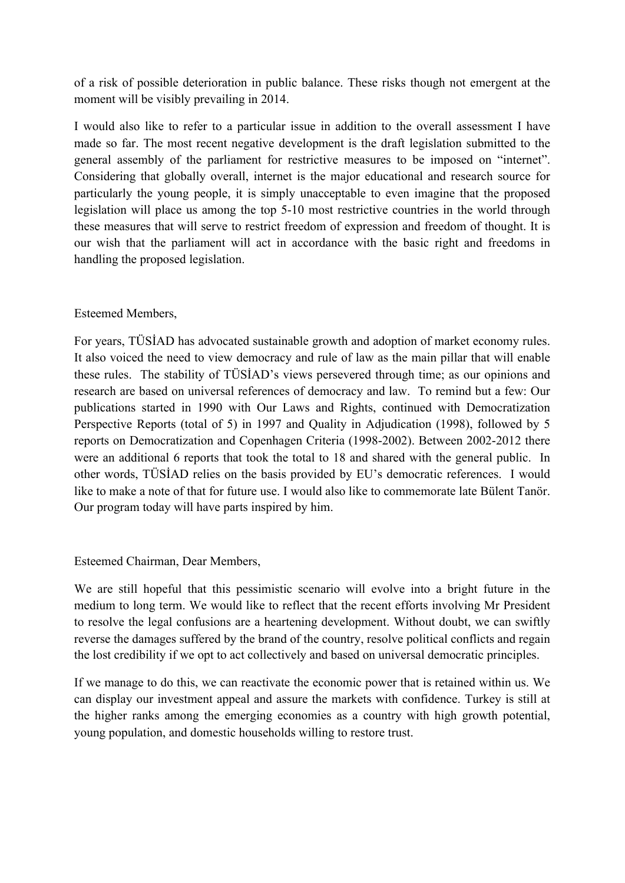of a risk of possible deterioration in public balance. These risks though not emergent at the moment will be visibly prevailing in 2014.

I would also like to refer to a particular issue in addition to the overall assessment I have made so far. The most recent negative development is the draft legislation submitted to the general assembly of the parliament for restrictive measures to be imposed on "internet". Considering that globally overall, internet is the major educational and research source for particularly the young people, it is simply unacceptable to even imagine that the proposed legislation will place us among the top 5-10 most restrictive countries in the world through these measures that will serve to restrict freedom of expression and freedom of thought. It is our wish that the parliament will act in accordance with the basic right and freedoms in handling the proposed legislation.

Esteemed Members,

For years, TÜSİAD has advocated sustainable growth and adoption of market economy rules. It also voiced the need to view democracy and rule of law as the main pillar that will enable these rules. The stability of TÜSİAD's views persevered through time; as our opinions and research are based on universal references of democracy and law. To remind but a few: Our publications started in 1990 with Our Laws and Rights, continued with Democratization Perspective Reports (total of 5) in 1997 and Quality in Adjudication (1998), followed by 5 reports on Democratization and Copenhagen Criteria (1998-2002). Between 2002-2012 there were an additional 6 reports that took the total to 18 and shared with the general public. In other words, TÜSİAD relies on the basis provided by EU's democratic references. I would like to make a note of that for future use. I would also like to commemorate late Bülent Tanör. Our program today will have parts inspired by him.

Esteemed Chairman, Dear Members,

We are still hopeful that this pessimistic scenario will evolve into a bright future in the medium to long term. We would like to reflect that the recent efforts involving Mr President to resolve the legal confusions are a heartening development. Without doubt, we can swiftly reverse the damages suffered by the brand of the country, resolve political conflicts and regain the lost credibility if we opt to act collectively and based on universal democratic principles.

If we manage to do this, we can reactivate the economic power that is retained within us. We can display our investment appeal and assure the markets with confidence. Turkey is still at the higher ranks among the emerging economies as a country with high growth potential, young population, and domestic households willing to restore trust.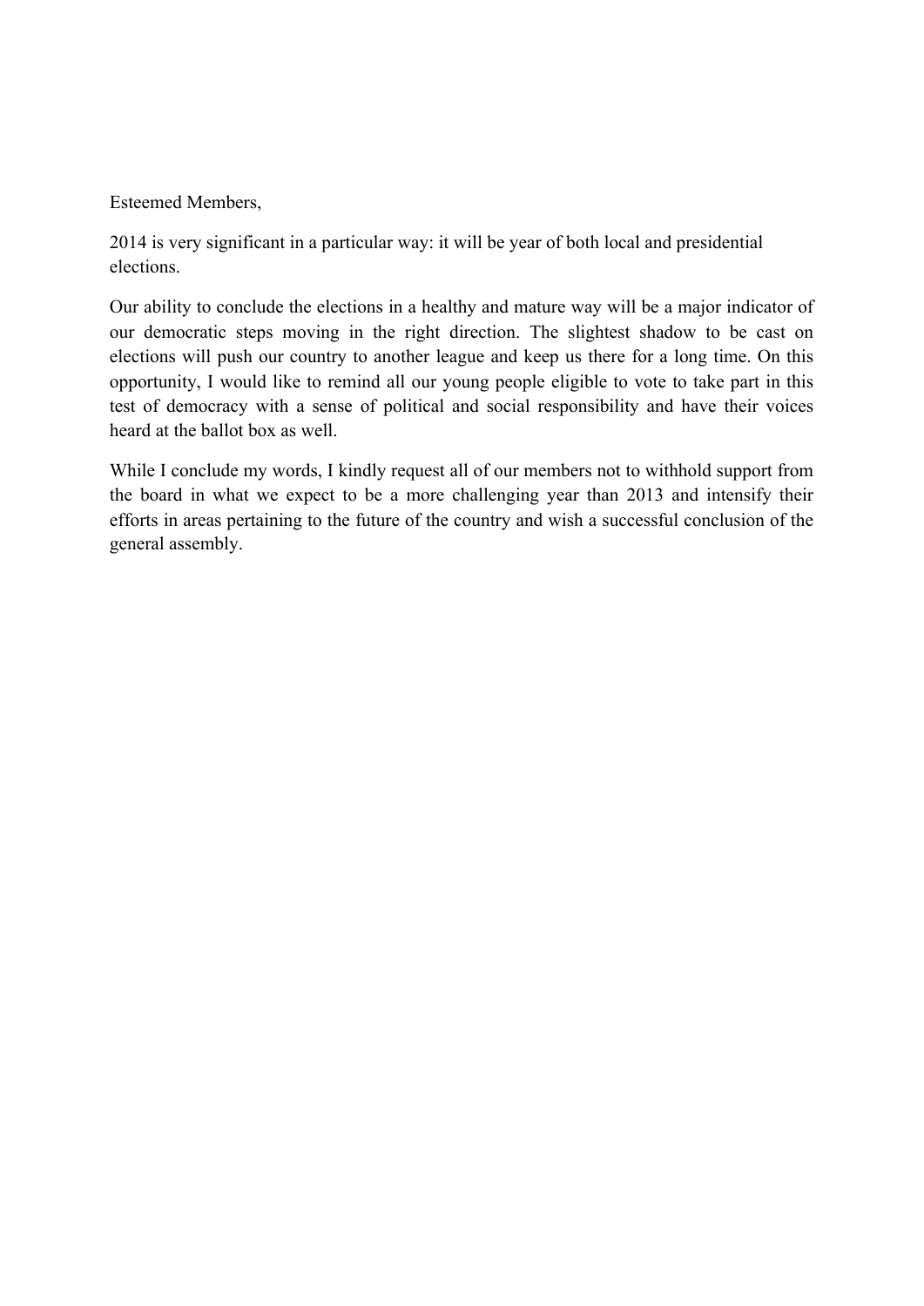Esteemed Members,

2014 is very significant in a particular way: it will be year of both local and presidential elections.

Our ability to conclude the elections in a healthy and mature way will be a major indicator of our democratic steps moving in the right direction. The slightest shadow to be cast on elections will push our country to another league and keep us there for a long time. On this opportunity, I would like to remind all our young people eligible to vote to take part in this test of democracy with a sense of political and social responsibility and have their voices heard at the ballot box as well.

While I conclude my words, I kindly request all of our members not to withhold support from the board in what we expect to be a more challenging year than 2013 and intensify their efforts in areas pertaining to the future of the country and wish a successful conclusion of the general assembly.